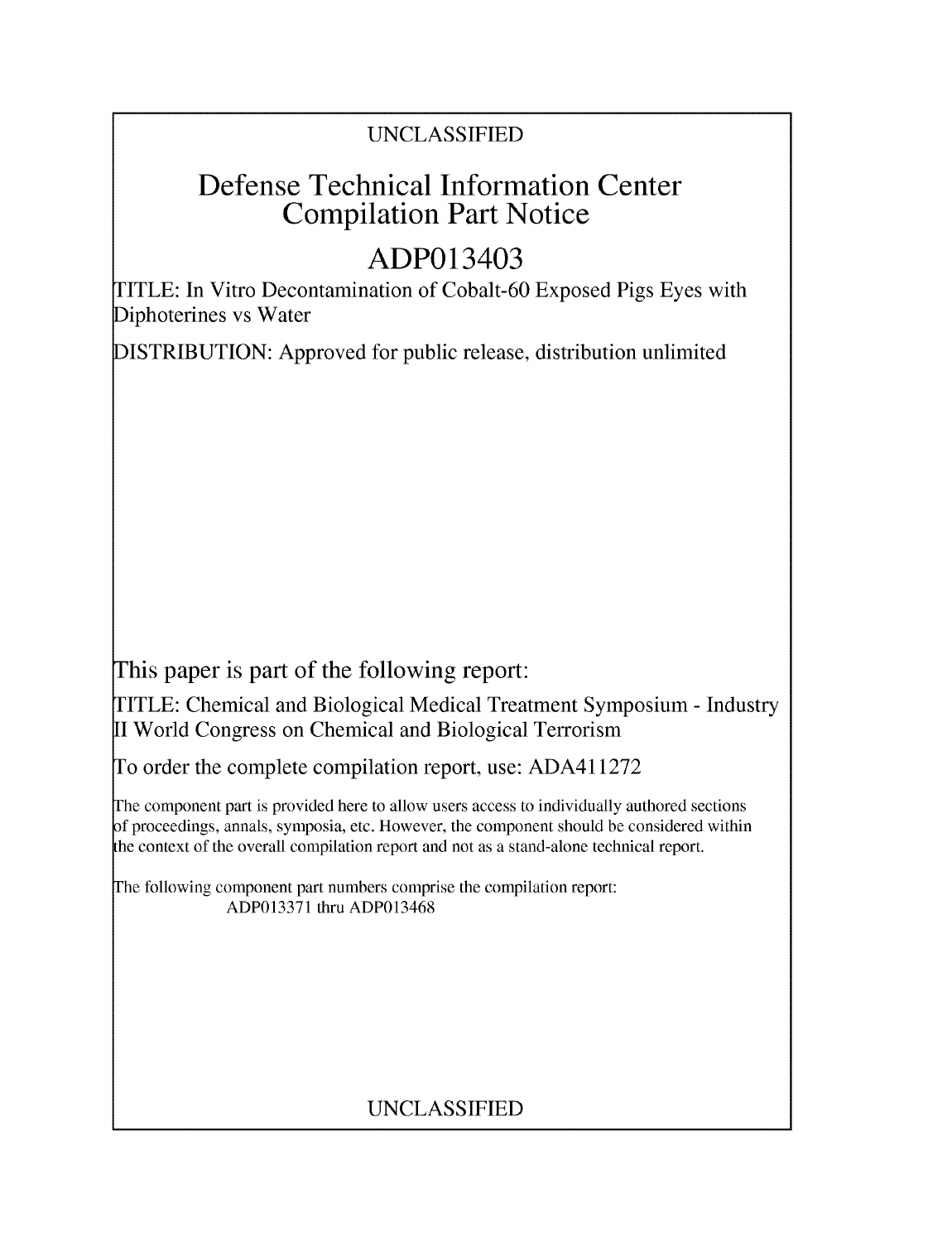UNCLASSIFIED

# Defense Technical Information Center Compilation Part Notice

# ADP013403

TITLE: In Vitro Decontamination of Cobalt-60 Exposed Pigs Eyes with Diphoterines vs Water

DISTRIBUTION: Approved for public release, distribution unlimited

This paper is part of the following report:

TITLE: Chemical and Biological Medical Treatment Symposium - Industry II World Congress on Chemical and Biological Terrorism

To order the complete compilation report, use: ADA411272

The component part is provided here to allow users access to individually authored sections of proceedings, annals, symposia, etc. However, the component should be considered within the context of the overall compilation report and not as a stand-alone technical report.

The following component part numbers comprise the compilation report:
ADP013371 thru ADP013468

UNCLASSIFIED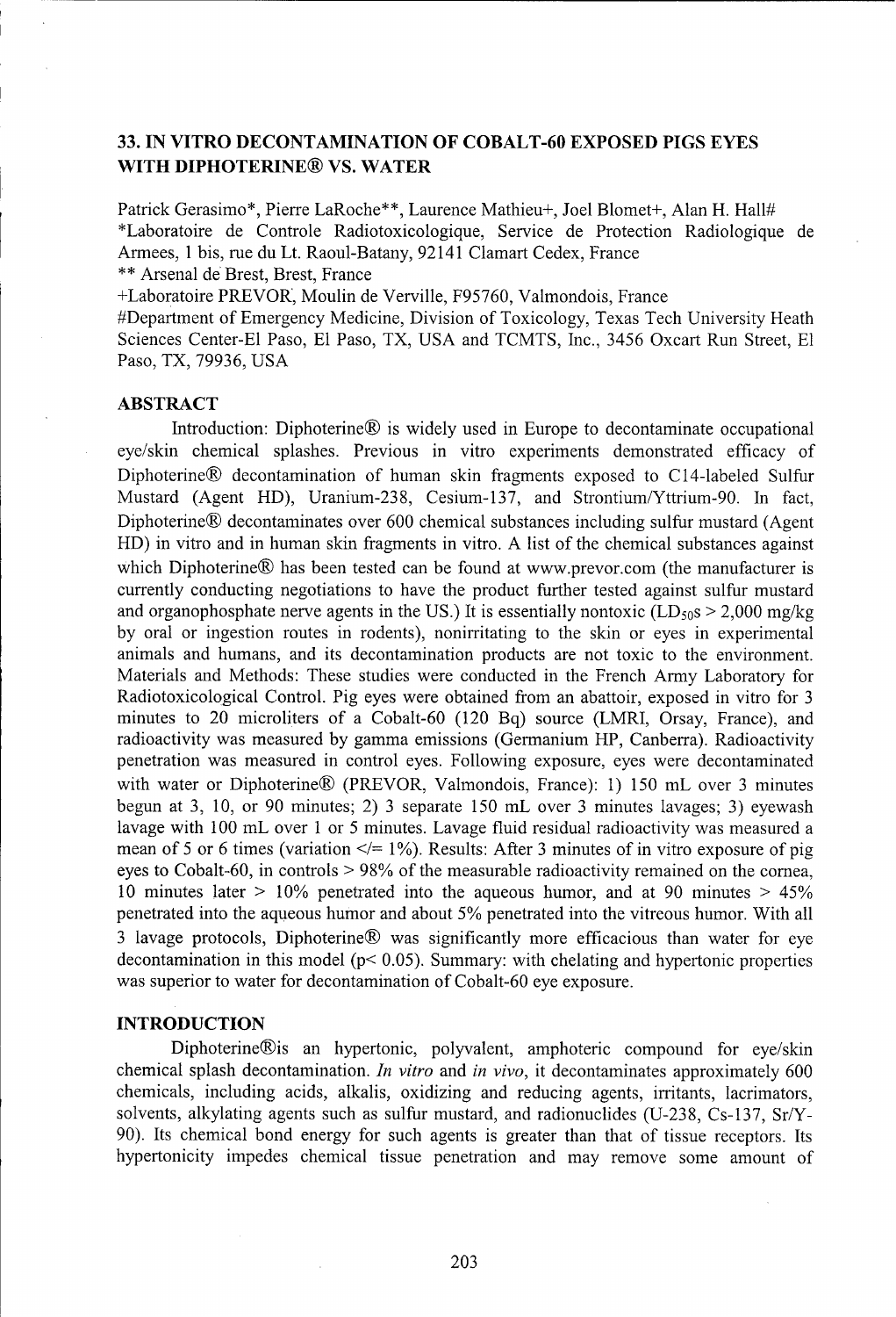# 33. IN VITRO DECONTAMINATION OF COBALT-60 EXPOSED PIGS EYES WITH DIPHOTERINE® VS. WATER

Patrick Gerasimo*, Pierre LaRoche**, Laurence Mathieu+, Joel Blomet+, Alan H. Hall#

*Laboratoire de Controle Radiotoxicologique, Service de Protection Radiologique de Armees, 1 bis, rue du Lt. Raoul-Batany, 92141 Clamart Cedex, France

** Arsenal de Brest, Brest, France

+Laboratoire PREVOR, Moulin de Verville, F95760, Valmondois, France

#Department of Emergency Medicine, Division of Toxicology, Texas Tech University Heath Sciences Center-El Paso, El Paso, TX, USA and TCMTS, Inc., 3456 Oxcart Run Street, El Paso, TX, 79936, USA

## ABSTRACT

Introduction: Diphoterine® is widely used in Europe to decontaminate occupational eye/skin chemical splashes. Previous in vitro experiments demonstrated efficacy of Diphoterine® decontamination of human skin fragments exposed to C14-labeled Sulfur Mustard (Agent HD), Uranium-238, Cesium-137, and Strontium/Yttrium-90. In fact, Diphoterine® decontaminates over 600 chemical substances including sulfur mustard (Agent HD) in vitro and in human skin fragments in vitro. A list of the chemical substances against which Diphoterine® has been tested can be found at www.prevor.com (the manufacturer is currently conducting negotiations to have the product further tested against sulfur mustard and organophosphate nerve agents in the US.) It is essentially nontoxic ($LD_{50}$s > 2,000 mg/kg by oral or ingestion routes in rodents), nonirritating to the skin or eyes in experimental animals and humans, and its decontamination products are not toxic to the environment. Materials and Methods: These studies were conducted in the French Army Laboratory for Radiotoxicological Control. Pig eyes were obtained from an abattoir, exposed in vitro for 3 minutes to 20 microliters of a Cobalt-60 (120 Bq) source (LMRI, Orsay, France), and radioactivity was measured by gamma emissions (Germanium HP, Canberra). Radioactivity penetration was measured in control eyes. Following exposure, eyes were decontaminated with water or Diphoterine® (PREVOR, Valmondois, France): 1) 150 mL over 3 minutes begun at 3, 10, or 90 minutes; 2) 3 separate 150 mL over 3 minutes lavages; 3) eyewash lavage with 100 mL over 1 or 5 minutes. Lavage fluid residual radioactivity was measured a mean of 5 or 6 times (variation </= 1%). Results: After 3 minutes of in vitro exposure of pig eyes to Cobalt-60, in controls > 98% of the measurable radioactivity remained on the cornea, 10 minutes later > 10% penetrated into the aqueous humor, and at 90 minutes > 45% penetrated into the aqueous humor and about 5% penetrated into the vitreous humor. With all 3 lavage protocols, Diphoterine® was significantly more efficacious than water for eye decontamination in this model ($p < 0.05$). Summary: with chelating and hypertonic properties was superior to water for decontamination of Cobalt-60 eye exposure.

## INTRODUCTION

Diphoterine®is an hypertonic, polyvalent, amphoteric compound for eye/skin chemical splash decontamination. *In vitro* and *in vivo*, it decontaminates approximately 600 chemicals, including acids, alkalis, oxidizing and reducing agents, irritants, lacrimators, solvents, alkylating agents such as sulfur mustard, and radionuclides (U-238, Cs-137, Sr/Y-90). Its chemical bond energy for such agents is greater than that of tissue receptors. Its hypertonicity impedes chemical tissue penetration and may remove some amount of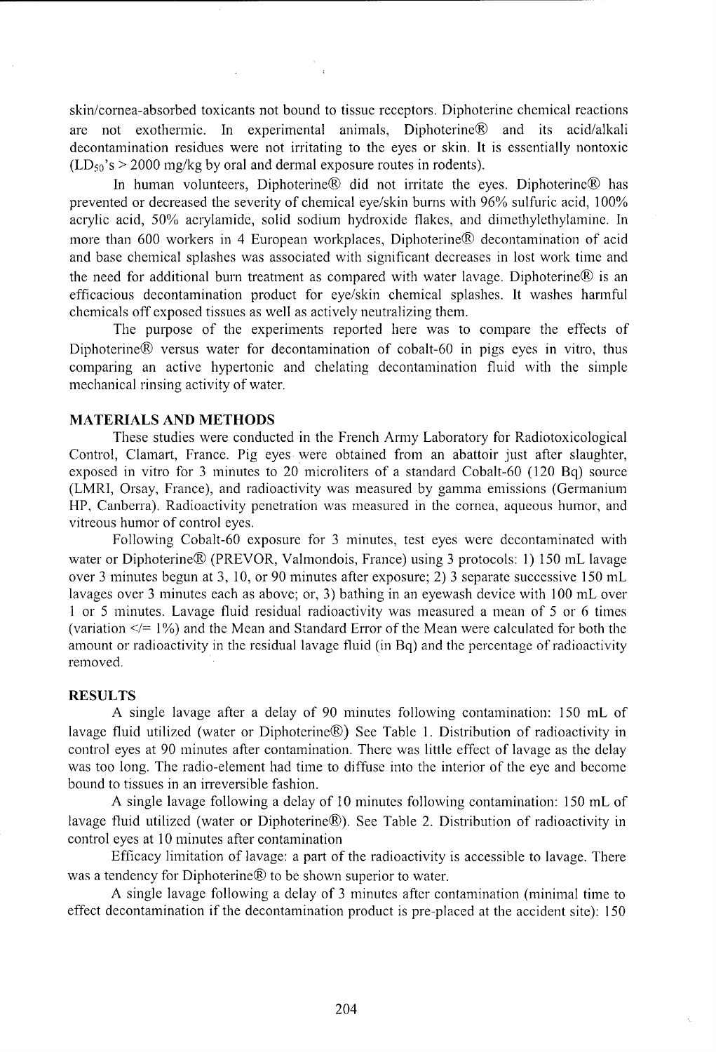skin/cornea-absorbed toxicants not bound to tissue receptors. Diphoterine chemical reactions are not exothermic. In experimental animals, Diphoterine® and its acid/alkali decontamination residues were not irritating to the eyes or skin. It is essentially nontoxic ($LD_{50}$'s > 2000 mg/kg by oral and dermal exposure routes in rodents).

In human volunteers, Diphoterine® did not irritate the eyes. Diphoterine® has prevented or decreased the severity of chemical eye/skin burns with 96% sulfuric acid, 100% acrylic acid, 50% acrylamide, solid sodium hydroxide flakes, and dimethylethylamine. In more than 600 workers in 4 European workplaces, Diphoterine® decontamination of acid and base chemical splashes was associated with significant decreases in lost work time and the need for additional burn treatment as compared with water lavage. Diphoterine® is an efficacious decontamination product for eye/skin chemical splashes. It washes harmful chemicals off exposed tissues as well as actively neutralizing them.

The purpose of the experiments reported here was to compare the effects of Diphoterine® versus water for decontamination of cobalt-60 in pigs eyes in vitro, thus comparing an active hypertonic and chelating decontamination fluid with the simple mechanical rinsing activity of water.

## MATERIALS AND METHODS

These studies were conducted in the French Army Laboratory for Radiotoxicological Control, Clamart, France. Pig eyes were obtained from an abattoir just after slaughter, exposed in vitro for 3 minutes to 20 microliters of a standard Cobalt-60 (120 Bq) source (LMRI, Orsay, France), and radioactivity was measured by gamma emissions (Germanium HP, Canberra). Radioactivity penetration was measured in the cornea, aqueous humor, and vitreous humor of control eyes.

Following Cobalt-60 exposure for 3 minutes, test eyes were decontaminated with water or Diphoterine® (PREVOR, Valmondois, France) using 3 protocols: 1) 150 mL lavage over 3 minutes begun at 3, 10, or 90 minutes after exposure; 2) 3 separate successive 150 mL lavages over 3 minutes each as above; or, 3) bathing in an eyewash device with 100 mL over 1 or 5 minutes. Lavage fluid residual radioactivity was measured a mean of 5 or 6 times (variation </= 1%) and the Mean and Standard Error of the Mean were calculated for both the amount or radioactivity in the residual lavage fluid (in Bq) and the percentage of radioactivity removed.

## RESULTS

A single lavage after a delay of 90 minutes following contamination: 150 mL of lavage fluid utilized (water or Diphoterine®) See Table 1. Distribution of radioactivity in control eyes at 90 minutes after contamination. There was little effect of lavage as the delay was too long. The radio-element had time to diffuse into the interior of the eye and become bound to tissues in an irreversible fashion.

A single lavage following a delay of 10 minutes following contamination: 150 mL of lavage fluid utilized (water or Diphoterine®). See Table 2. Distribution of radioactivity in control eyes at 10 minutes after contamination

Efficacy limitation of lavage: a part of the radioactivity is accessible to lavage. There was a tendency for Diphoterine® to be shown superior to water.

A single lavage following a delay of 3 minutes after contamination (minimal time to effect decontamination if the decontamination product is pre-placed at the accident site): 150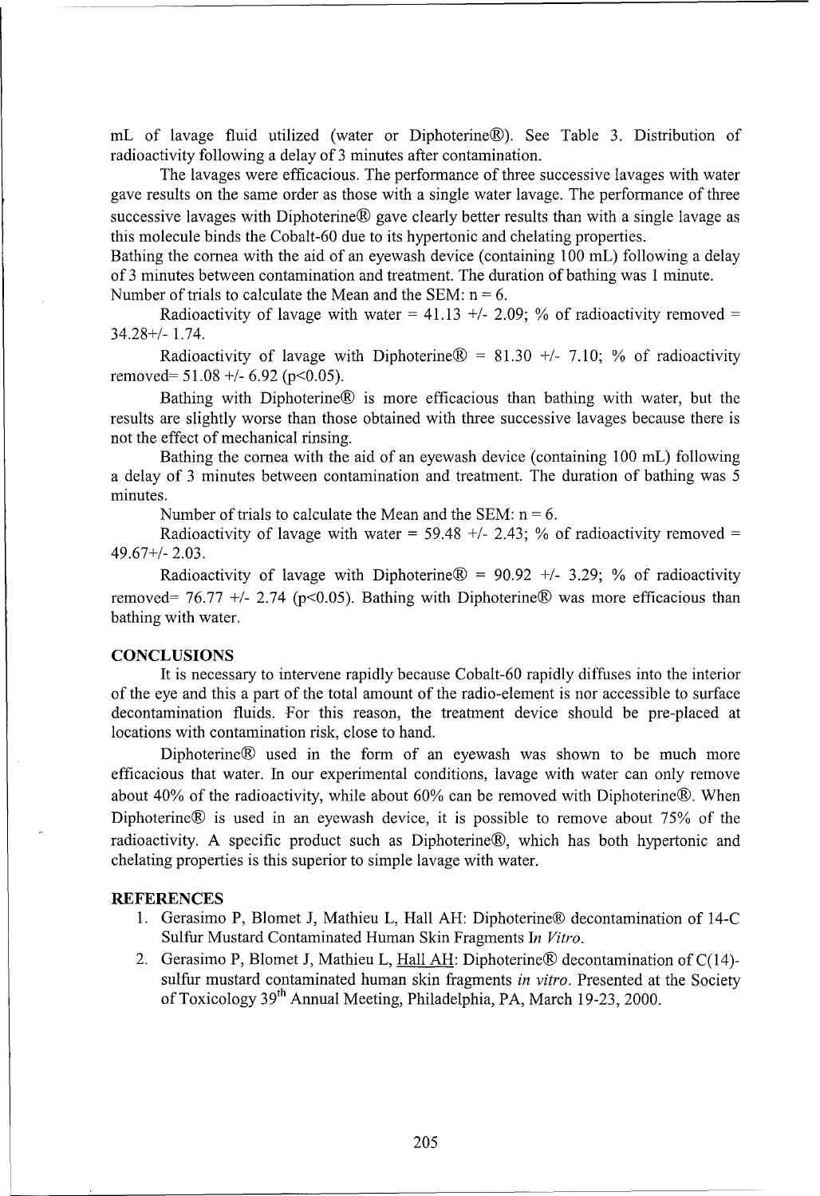mL of lavage fluid utilized (water or Diphoterine®). See Table 3. Distribution of radioactivity following a delay of 3 minutes after contamination.

The lavages were efficacious. The performance of three successive lavages with water gave results on the same order as those with a single water lavage. The performance of three successive lavages with Diphoterine® gave clearly better results than with a single lavage as this molecule binds the Cobalt-60 due to its hypertonic and chelating properties.

Bathing the cornea with the aid of an eyewash device (containing 100 mL) following a delay of 3 minutes between contamination and treatment. The duration of bathing was 1 minute.

Number of trials to calculate the Mean and the SEM: n = 6.

Radioactivity of lavage with water = 41.13 +/- 2.09; % of radioactivity removed = 34.28+/- 1.74.

Radioactivity of lavage with Diphoterine® = 81.30 +/- 7.10; % of radioactivity removed= 51.08 +/- 6.92 ($p<0.05$).

Bathing with Diphoterine® is more efficacious than bathing with water, but the results are slightly worse than those obtained with three successive lavages because there is not the effect of mechanical rinsing.

Bathing the cornea with the aid of an eyewash device (containing 100 mL) following a delay of 3 minutes between contamination and treatment. The duration of bathing was 5 minutes.

Number of trials to calculate the Mean and the SEM: n = 6.

Radioactivity of lavage with water = 59.48 +/- 2.43; % of radioactivity removed = 49.67+/- 2.03.

Radioactivity of lavage with Diphoterine® = 90.92 +/- 3.29; % of radioactivity removed= 76.77 +/- 2.74 ($p<0.05$). Bathing with Diphoterine® was more efficacious than bathing with water.

## CONCLUSIONS

It is necessary to intervene rapidly because Cobalt-60 rapidly diffuses into the interior of the eye and this a part of the total amount of the radio-element is nor accessible to surface decontamination fluids. For this reason, the treatment device should be pre-placed at locations with contamination risk, close to hand.

Diphoterine® used in the form of an eyewash was shown to be much more efficacious that water. In our experimental conditions, lavage with water can only remove about 40% of the radioactivity, while about 60% can be removed with Diphoterine®. When Diphoterine® is used in an eyewash device, it is possible to remove about 75% of the radioactivity. A specific product such as Diphoterine®, which has both hypertonic and chelating properties is this superior to simple lavage with water.

## REFERENCES

1. Gerasimo P, Blomet J, Mathieu L, Hall AH: Diphoterine® decontamination of 14-C Sulfur Mustard Contaminated Human Skin Fragments *In Vitro*.
2. Gerasimo P, Blomet J, Mathieu L, Hall AH: Diphoterine® decontamination of C(14)-sulfur mustard contaminated human skin fragments *in vitro*. Presented at the Society of Toxicology 39th Annual Meeting, Philadelphia, PA, March 19-23, 2000.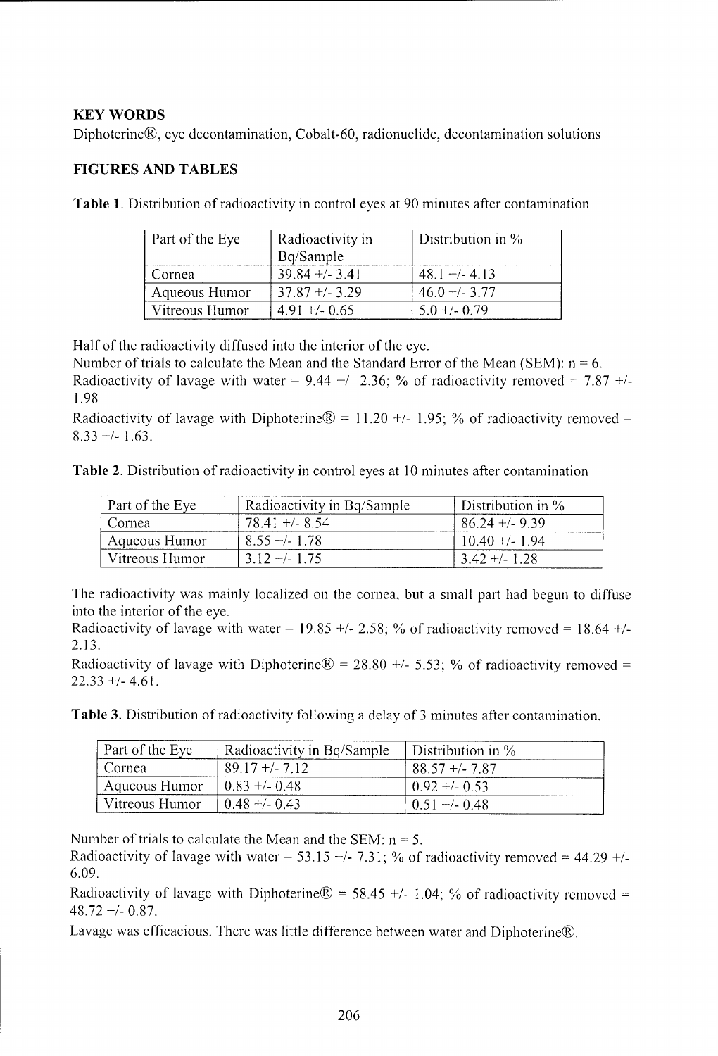## KEY WORDS

Diphoterine®, eye decontamination, Cobalt-60, radionuclide, decontamination solutions

## FIGURES AND TABLES

**Table 1**. Distribution of radioactivity in control eyes at 90 minutes after contamination

| Part of the Eye | Radioactivity in Bq/Sample | Distribution in % |
|---|---|---|
| Cornea | 39.84 +/- 3.41 | 48.1 +/- 4.13 |
| Aqueous Humor | 37.87 +/- 3.29 | 46.0 +/- 3.77 |
| Vitreous Humor | 4.91 +/- 0.65 | 5.0 +/- 0.79 |

Half of the radioactivity diffused into the interior of the eye.

Number of trials to calculate the Mean and the Standard Error of the Mean (SEM): n = 6.

Radioactivity of lavage with water = 9.44 +/- 2.36; % of radioactivity removed = 7.87 +/- 1.98

Radioactivity of lavage with Diphoterine® = 11.20 +/- 1.95; % of radioactivity removed = 8.33 +/- 1.63.

**Table 2**. Distribution of radioactivity in control eyes at 10 minutes after contamination

| Part of the Eye | Radioactivity in Bq/Sample | Distribution in % |
|---|---|---|
| Cornea | 78.41 +/- 8.54 | 86.24 +/- 9.39 |
| Aqueous Humor | 8.55 +/- 1.78 | 10.40 +/- 1.94 |
| Vitreous Humor | 3.12 +/- 1.75 | 3.42 +/- 1.28 |

The radioactivity was mainly localized on the cornea, but a small part had begun to diffuse into the interior of the eye.

Radioactivity of lavage with water = 19.85 +/- 2.58; % of radioactivity removed = 18.64 +/- 2.13.

Radioactivity of lavage with Diphoterine® = 28.80 +/- 5.53; % of radioactivity removed = 22.33 +/- 4.61.

**Table 3**. Distribution of radioactivity following a delay of 3 minutes after contamination.

| Part of the Eye | Radioactivity in Bq/Sample | Distribution in % |
|---|---|---|
| Cornea | 89.17 +/- 7.12 | 88.57 +/- 7.87 |
| Aqueous Humor | 0.83 +/- 0.48 | 0.92 +/- 0.53 |
| Vitreous Humor | 0.48 +/- 0.43 | 0.51 +/- 0.48 |

Number of trials to calculate the Mean and the SEM: n = 5.

Radioactivity of lavage with water = 53.15 +/- 7.31; % of radioactivity removed = 44.29 +/- 6.09.

Radioactivity of lavage with Diphoterine® = 58.45 +/- 1.04; % of radioactivity removed = 48.72 +/- 0.87.

Lavage was efficacious. There was little difference between water and Diphoterine®.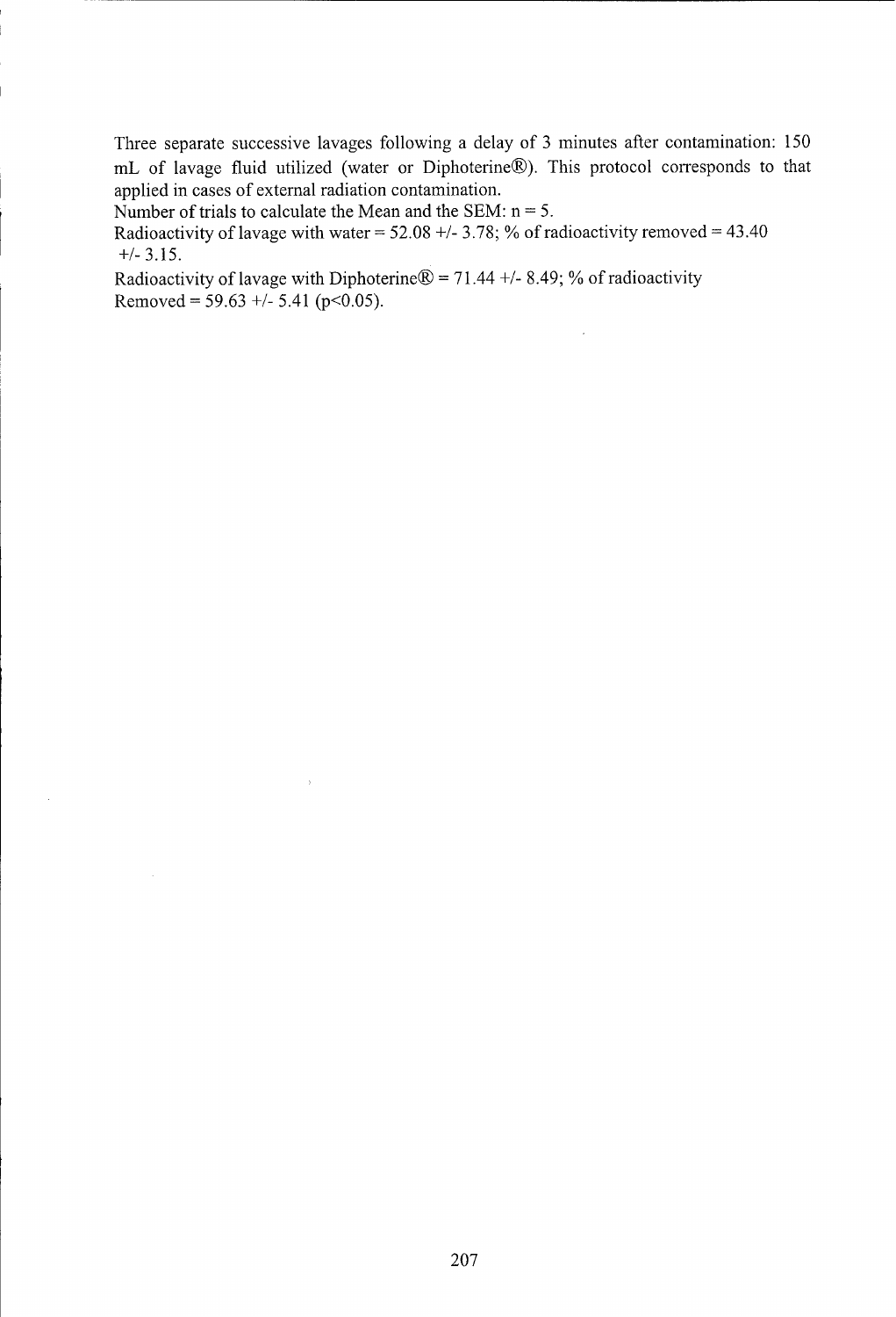Three separate successive lavages following a delay of 3 minutes after contamination: 150 mL of lavage fluid utilized (water or Diphoterine®). This protocol corresponds to that applied in cases of external radiation contamination.

Number of trials to calculate the Mean and the SEM: $n = 5$.

Radioactivity of lavage with water = 52.08 +/- 3.78; % of radioactivity removed = 43.40 +/- 3.15.

Radioactivity of lavage with Diphoterine® = 71.44 +/- 8.49; % of radioactivity Removed = 59.63 +/- 5.41 ($p<0.05$).